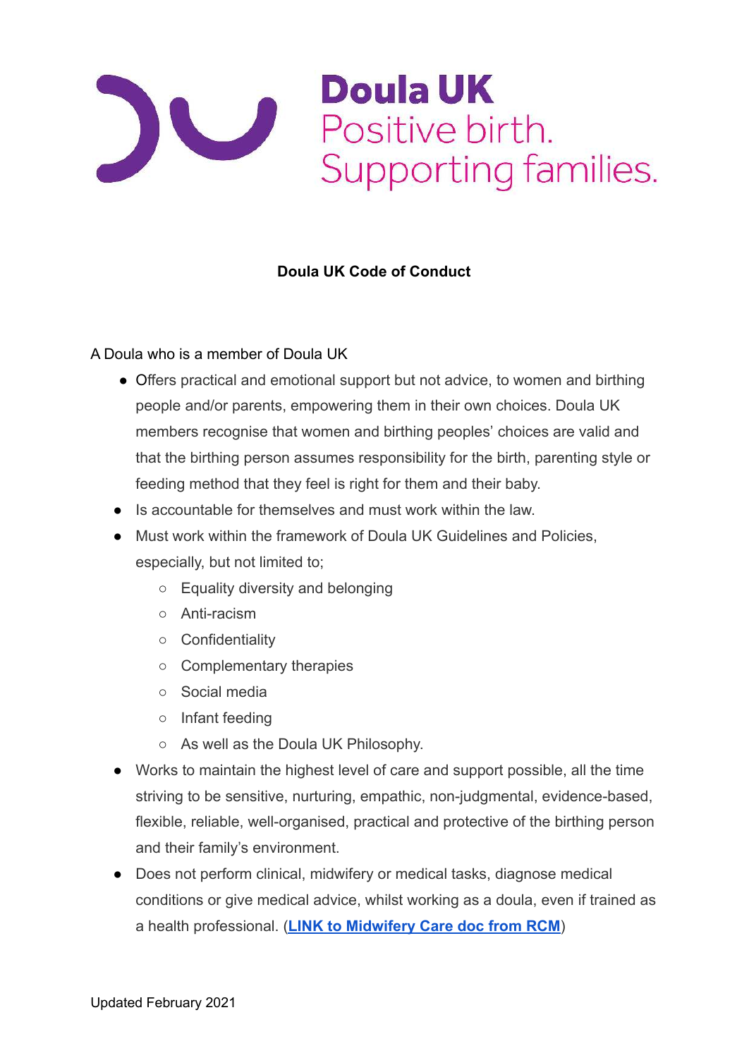# Doula UK
Positive birth.
Supporting families.

**Doula UK Code of Conduct**

A Doula who is a member of Doula UK

- Offers practical and emotional support but not advice, to women and birthing people and/or parents, empowering them in their own choices. Doula UK members recognise that women and birthing peoples' choices are valid and that the birthing person assumes responsibility for the birth, parenting style or feeding method that they feel is right for them and their baby.
- Is accountable for themselves and must work within the law.
- Must work within the framework of Doula UK Guidelines and Policies, especially, but not limited to;
    - Equality diversity and belonging
    - Anti-racism
    - Confidentiality
    - Complementary therapies
    - Social media
    - Infant feeding
    - As well as the Doula UK Philosophy.
- Works to maintain the highest level of care and support possible, all the time striving to be sensitive, nurturing, empathic, non-judgmental, evidence-based, flexible, reliable, well-organised, practical and protective of the birthing person and their family's environment.
- Does not perform clinical, midwifery or medical tasks, diagnose medical conditions or give medical advice, whilst working as a doula, even if trained as a health professional. (**LINK to Midwifery Care doc from RCM**)

Updated February 2021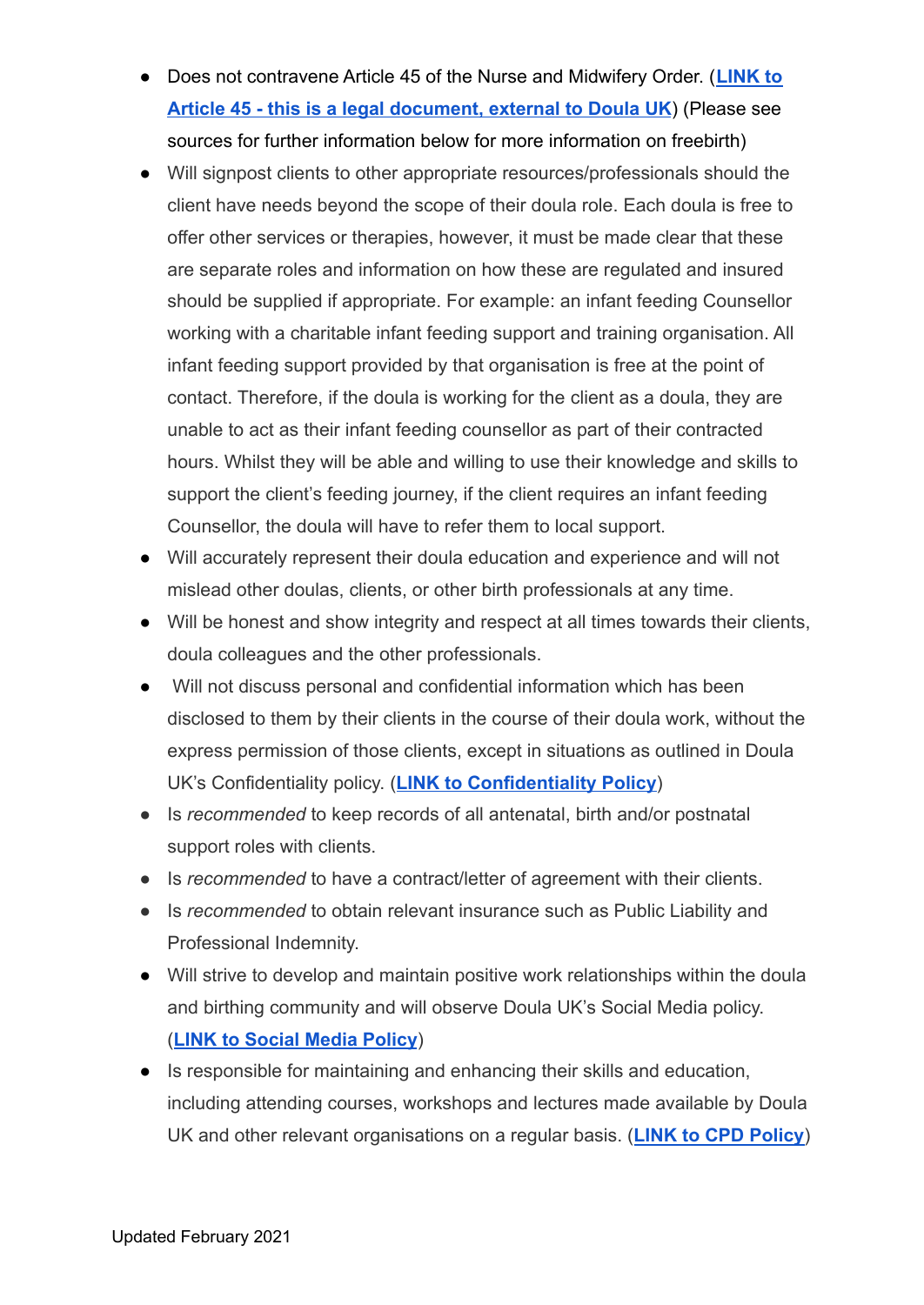- Does not contravene Article 45 of the Nurse and Midwifery Order. (**LINK to Article 45 - this is a legal document, external to Doula UK**) (Please see sources for further information below for more information on freebirth)
- Will signpost clients to other appropriate resources/professionals should the client have needs beyond the scope of their doula role. Each doula is free to offer other services or therapies, however, it must be made clear that these are separate roles and information on how these are regulated and insured should be supplied if appropriate. For example: an infant feeding Counsellor working with a charitable infant feeding support and training organisation. All infant feeding support provided by that organisation is free at the point of contact. Therefore, if the doula is working for the client as a doula, they are unable to act as their infant feeding counsellor as part of their contracted hours. Whilst they will be able and willing to use their knowledge and skills to support the client's feeding journey, if the client requires an infant feeding Counsellor, the doula will have to refer them to local support.
- Will accurately represent their doula education and experience and will not mislead other doulas, clients, or other birth professionals at any time.
- Will be honest and show integrity and respect at all times towards their clients, doula colleagues and the other professionals.
- Will not discuss personal and confidential information which has been disclosed to them by their clients in the course of their doula work, without the express permission of those clients, except in situations as outlined in Doula UK's Confidentiality policy. (**LINK to Confidentiality Policy**)
- Is *recommended* to keep records of all antenatal, birth and/or postnatal support roles with clients.
- Is *recommended* to have a contract/letter of agreement with their clients.
- Is *recommended* to obtain relevant insurance such as Public Liability and Professional Indemnity.
- Will strive to develop and maintain positive work relationships within the doula and birthing community and will observe Doula UK's Social Media policy. (**LINK to Social Media Policy**)
- Is responsible for maintaining and enhancing their skills and education, including attending courses, workshops and lectures made available by Doula UK and other relevant organisations on a regular basis. (**LINK to CPD Policy**)

Updated February 2021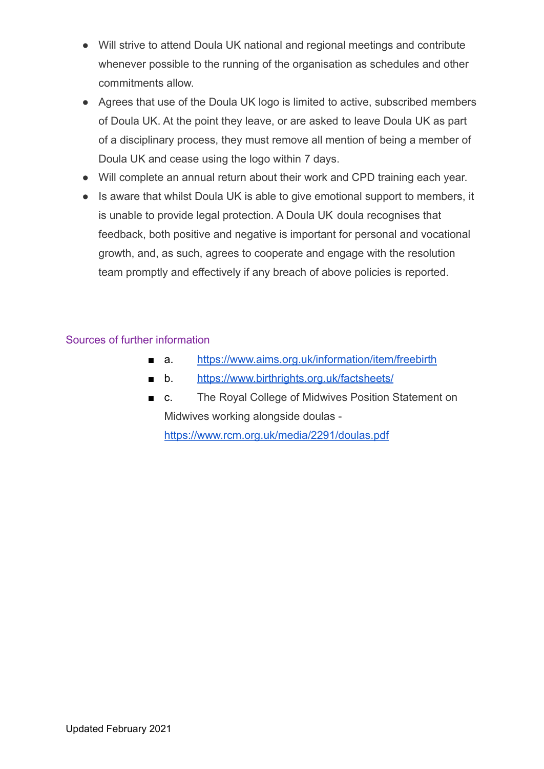- Will strive to attend Doula UK national and regional meetings and contribute whenever possible to the running of the organisation as schedules and other commitments allow.
- Agrees that use of the Doula UK logo is limited to active, subscribed members of Doula UK. At the point they leave, or are asked to leave Doula UK as part of a disciplinary process, they must remove all mention of being a member of Doula UK and cease using the logo within 7 days.
- Will complete an annual return about their work and CPD training each year.
- Is aware that whilst Doula UK is able to give emotional support to members, it is unable to provide legal protection. A Doula UK doula recognises that feedback, both positive and negative is important for personal and vocational growth, and, as such, agrees to cooperate and engage with the resolution team promptly and effectively if any breach of above policies is reported.

## Sources of further information

- a. https://www.aims.org.uk/information/item/freebirth
- b. https://www.birthrights.org.uk/factsheets/
- c. The Royal College of Midwives Position Statement on Midwives working alongside doulas - https://www.rcm.org.uk/media/2291/doulas.pdf

Updated February 2021